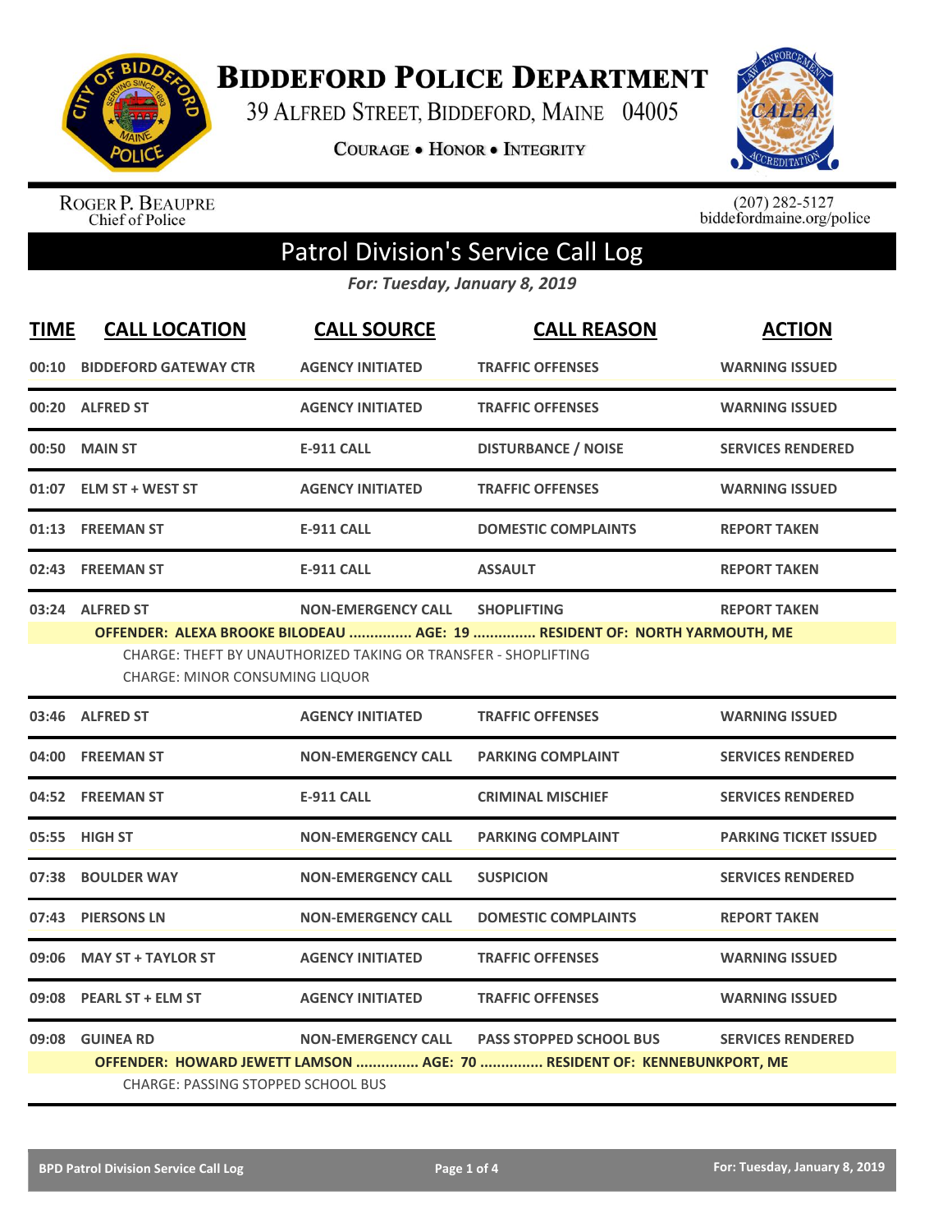# BIDDEFORD POLICE DEPARTMENT

39 ALFRED STREET, BIDDEFORD, MAINE 04005

COURAGE • HONOR • INTEGRITY

ROGER P. BEAUPRE
Chief of Police

(207) 282-5127
biddefordmaine.org/police

## Patrol Division's Service Call Log

*For: Tuesday, January 8, 2019*

| TIME | CALL LOCATION | CALL SOURCE | CALL REASON | ACTION |
|---|---|---|---|---|
| 00:10 | BIDDEFORD GATEWAY CTR | AGENCY INITIATED | TRAFFIC OFFENSES | WARNING ISSUED |
| 00:20 | ALFRED ST | AGENCY INITIATED | TRAFFIC OFFENSES | WARNING ISSUED |
| 00:50 | MAIN ST | E-911 CALL | DISTURBANCE / NOISE | SERVICES RENDERED |
| 01:07 | ELM ST + WEST ST | AGENCY INITIATED | TRAFFIC OFFENSES | WARNING ISSUED |
| 01:13 | FREEMAN ST | E-911 CALL | DOMESTIC COMPLAINTS | REPORT TAKEN |
| 02:43 | FREEMAN ST | E-911 CALL | ASSAULT | REPORT TAKEN |
| 03:24 | ALFRED ST | NON-EMERGENCY CALL | SHOPLIFTING | REPORT TAKEN |

**OFFENDER: ALEXA BROOKE BILODEAU ............... AGE: 19 ............... RESIDENT OF: NORTH YARMOUTH, ME**

CHARGE: THEFT BY UNAUTHORIZED TAKING OR TRANSFER - SHOPLIFTING
CHARGE: MINOR CONSUMING LIQUOR

| TIME | CALL LOCATION | CALL SOURCE | CALL REASON | ACTION |
|---|---|---|---|---|
| 03:46 | ALFRED ST | AGENCY INITIATED | TRAFFIC OFFENSES | WARNING ISSUED |
| 04:00 | FREEMAN ST | NON-EMERGENCY CALL | PARKING COMPLAINT | SERVICES RENDERED |
| 04:52 | FREEMAN ST | E-911 CALL | CRIMINAL MISCHIEF | SERVICES RENDERED |
| 05:55 | HIGH ST | NON-EMERGENCY CALL | PARKING COMPLAINT | PARKING TICKET ISSUED |
| 07:38 | BOULDER WAY | NON-EMERGENCY CALL | SUSPICION | SERVICES RENDERED |
| 07:43 | PIERSONS LN | NON-EMERGENCY CALL | DOMESTIC COMPLAINTS | REPORT TAKEN |
| 09:06 | MAY ST + TAYLOR ST | AGENCY INITIATED | TRAFFIC OFFENSES | WARNING ISSUED |
| 09:08 | PEARL ST + ELM ST | AGENCY INITIATED | TRAFFIC OFFENSES | WARNING ISSUED |
| 09:08 | GUINEA RD | NON-EMERGENCY CALL | PASS STOPPED SCHOOL BUS | SERVICES RENDERED |

**OFFENDER: HOWARD JEWETT LAMSON ............... AGE: 70 ............... RESIDENT OF: KENNEBUNKPORT, ME**

CHARGE: PASSING STOPPED SCHOOL BUS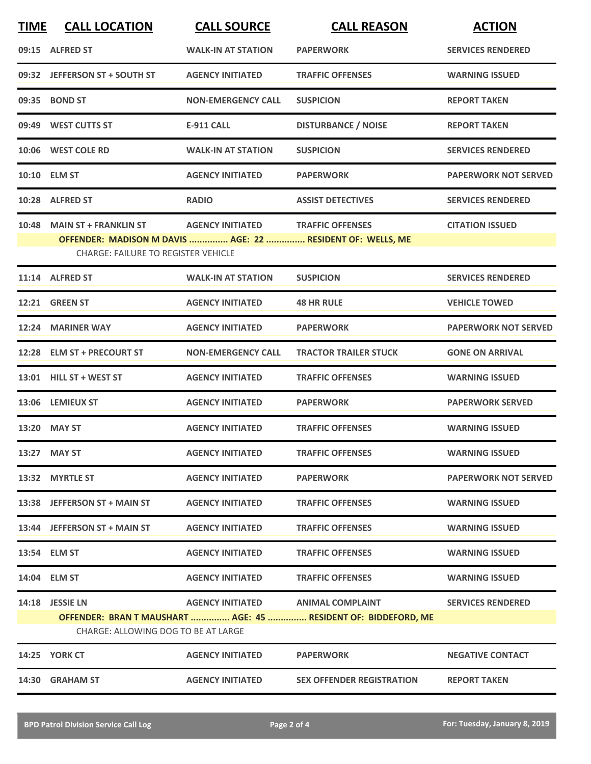| TIME | CALL LOCATION | CALL SOURCE | CALL REASON | ACTION |
|---|---|---|---|---|
| 09:15 | ALFRED ST | WALK-IN AT STATION | PAPERWORK | SERVICES RENDERED |
| 09:32 | JEFFERSON ST + SOUTH ST | AGENCY INITIATED | TRAFFIC OFFENSES | WARNING ISSUED |
| 09:35 | BOND ST | NON-EMERGENCY CALL | SUSPICION | REPORT TAKEN |
| 09:49 | WEST CUTTS ST | E-911 CALL | DISTURBANCE / NOISE | REPORT TAKEN |
| 10:06 | WEST COLE RD | WALK-IN AT STATION | SUSPICION | SERVICES RENDERED |
| 10:10 | ELM ST | AGENCY INITIATED | PAPERWORK | PAPERWORK NOT SERVED |
| 10:28 | ALFRED ST | RADIO | ASSIST DETECTIVES | SERVICES RENDERED |
| 10:48 | MAIN ST + FRANKLIN ST | AGENCY INITIATED | TRAFFIC OFFENSES | CITATION ISSUED |
| | OFFENDER: MADISON M DAVIS ............... AGE: 22 ............... RESIDENT OF: WELLS, ME | | | |
| | CHARGE: FAILURE TO REGISTER VEHICLE | | | |
| 11:14 | ALFRED ST | WALK-IN AT STATION | SUSPICION | SERVICES RENDERED |
| 12:21 | GREEN ST | AGENCY INITIATED | 48 HR RULE | VEHICLE TOWED |
| 12:24 | MARINER WAY | AGENCY INITIATED | PAPERWORK | PAPERWORK NOT SERVED |
| 12:28 | ELM ST + PRECOURT ST | NON-EMERGENCY CALL | TRACTOR TRAILER STUCK | GONE ON ARRIVAL |
| 13:01 | HILL ST + WEST ST | AGENCY INITIATED | TRAFFIC OFFENSES | WARNING ISSUED |
| 13:06 | LEMIEUX ST | AGENCY INITIATED | PAPERWORK | PAPERWORK SERVED |
| 13:20 | MAY ST | AGENCY INITIATED | TRAFFIC OFFENSES | WARNING ISSUED |
| 13:27 | MAY ST | AGENCY INITIATED | TRAFFIC OFFENSES | WARNING ISSUED |
| 13:32 | MYRTLE ST | AGENCY INITIATED | PAPERWORK | PAPERWORK NOT SERVED |
| 13:38 | JEFFERSON ST + MAIN ST | AGENCY INITIATED | TRAFFIC OFFENSES | WARNING ISSUED |
| 13:44 | JEFFERSON ST + MAIN ST | AGENCY INITIATED | TRAFFIC OFFENSES | WARNING ISSUED |
| 13:54 | ELM ST | AGENCY INITIATED | TRAFFIC OFFENSES | WARNING ISSUED |
| 14:04 | ELM ST | AGENCY INITIATED | TRAFFIC OFFENSES | WARNING ISSUED |
| 14:18 | JESSIE LN | AGENCY INITIATED | ANIMAL COMPLAINT | SERVICES RENDERED |
| | OFFENDER: BRAN T MAUSHART ............... AGE: 45 ............... RESIDENT OF: BIDDEFORD, ME | | | |
| | CHARGE: ALLOWING DOG TO BE AT LARGE | | | |
| 14:25 | YORK CT | AGENCY INITIATED | PAPERWORK | NEGATIVE CONTACT |
| 14:30 | GRAHAM ST | AGENCY INITIATED | SEX OFFENDER REGISTRATION | REPORT TAKEN |

BPD Patrol Division Service Call Log — For: Tuesday, January 8, 2019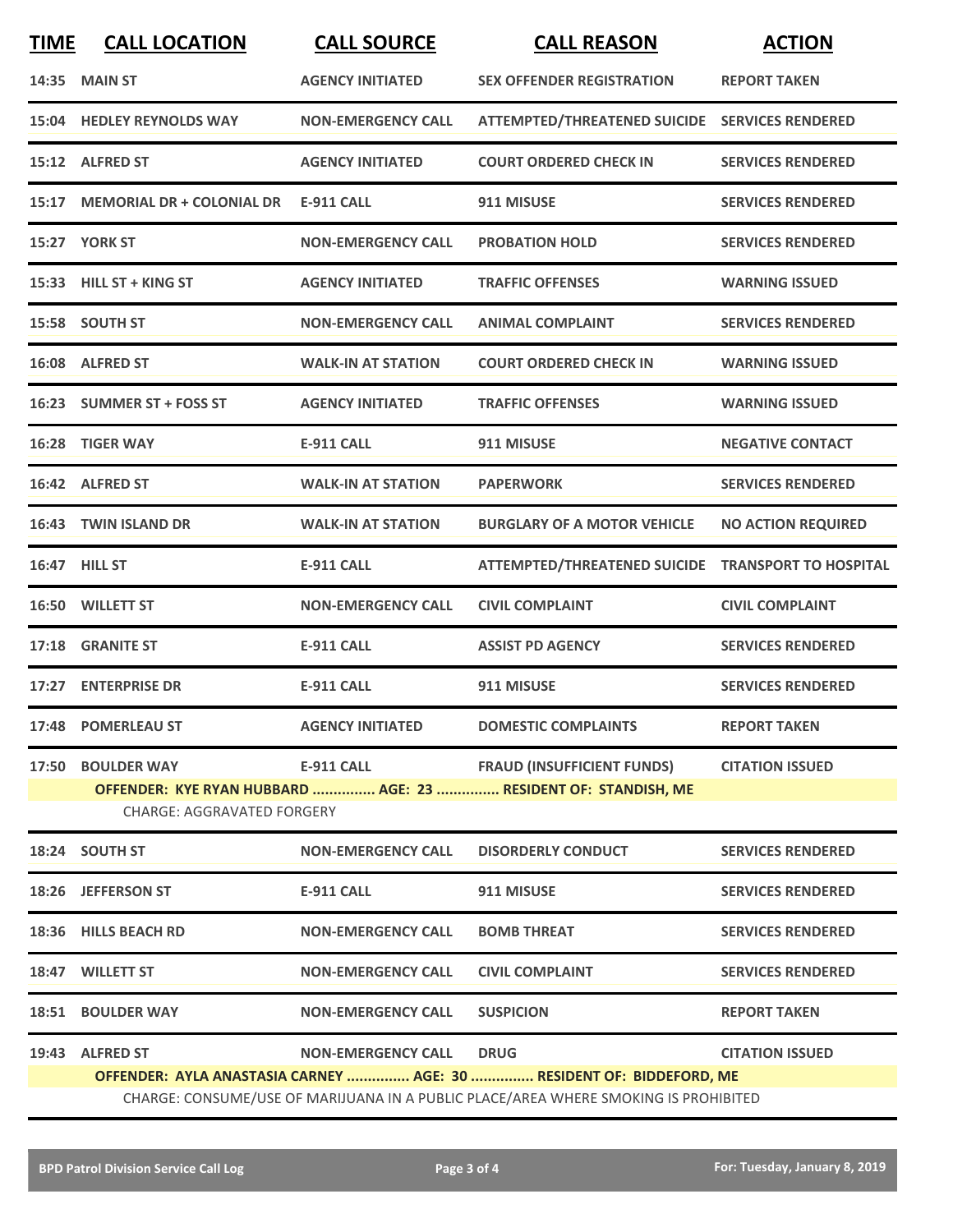| TIME | CALL LOCATION | CALL SOURCE | CALL REASON | ACTION |
|---|---|---|---|---|
| 14:35 | MAIN ST | AGENCY INITIATED | SEX OFFENDER REGISTRATION | REPORT TAKEN |
| 15:04 | HEDLEY REYNOLDS WAY | NON-EMERGENCY CALL | ATTEMPTED/THREATENED SUICIDE | SERVICES RENDERED |
| 15:12 | ALFRED ST | AGENCY INITIATED | COURT ORDERED CHECK IN | SERVICES RENDERED |
| 15:17 | MEMORIAL DR + COLONIAL DR | E-911 CALL | 911 MISUSE | SERVICES RENDERED |
| 15:27 | YORK ST | NON-EMERGENCY CALL | PROBATION HOLD | SERVICES RENDERED |
| 15:33 | HILL ST + KING ST | AGENCY INITIATED | TRAFFIC OFFENSES | WARNING ISSUED |
| 15:58 | SOUTH ST | NON-EMERGENCY CALL | ANIMAL COMPLAINT | SERVICES RENDERED |
| 16:08 | ALFRED ST | WALK-IN AT STATION | COURT ORDERED CHECK IN | WARNING ISSUED |
| 16:23 | SUMMER ST + FOSS ST | AGENCY INITIATED | TRAFFIC OFFENSES | WARNING ISSUED |
| 16:28 | TIGER WAY | E-911 CALL | 911 MISUSE | NEGATIVE CONTACT |
| 16:42 | ALFRED ST | WALK-IN AT STATION | PAPERWORK | SERVICES RENDERED |
| 16:43 | TWIN ISLAND DR | WALK-IN AT STATION | BURGLARY OF A MOTOR VEHICLE | NO ACTION REQUIRED |
| 16:47 | HILL ST | E-911 CALL | ATTEMPTED/THREATENED SUICIDE | TRANSPORT TO HOSPITAL |
| 16:50 | WILLETT ST | NON-EMERGENCY CALL | CIVIL COMPLAINT | CIVIL COMPLAINT |
| 17:18 | GRANITE ST | E-911 CALL | ASSIST PD AGENCY | SERVICES RENDERED |
| 17:27 | ENTERPRISE DR | E-911 CALL | 911 MISUSE | SERVICES RENDERED |
| 17:48 | POMERLEAU ST | AGENCY INITIATED | DOMESTIC COMPLAINTS | REPORT TAKEN |
| 17:50 | BOULDER WAY | E-911 CALL | FRAUD (INSUFFICIENT FUNDS) | CITATION ISSUED |
| | **OFFENDER: KYE RYAN HUBBARD ............... AGE: 23 ............... RESIDENT OF: STANDISH, ME** | | | |
| | CHARGE: AGGRAVATED FORGERY | | | |
| 18:24 | SOUTH ST | NON-EMERGENCY CALL | DISORDERLY CONDUCT | SERVICES RENDERED |
| 18:26 | JEFFERSON ST | E-911 CALL | 911 MISUSE | SERVICES RENDERED |
| 18:36 | HILLS BEACH RD | NON-EMERGENCY CALL | BOMB THREAT | SERVICES RENDERED |
| 18:47 | WILLETT ST | NON-EMERGENCY CALL | CIVIL COMPLAINT | SERVICES RENDERED |
| 18:51 | BOULDER WAY | NON-EMERGENCY CALL | SUSPICION | REPORT TAKEN |
| 19:43 | ALFRED ST | NON-EMERGENCY CALL | DRUG | CITATION ISSUED |
| | **OFFENDER: AYLA ANASTASIA CARNEY ............... AGE: 30 ............... RESIDENT OF: BIDDEFORD, ME** | | | |
| | CHARGE: CONSUME/USE OF MARIJUANA IN A PUBLIC PLACE/AREA WHERE SMOKING IS PROHIBITED | | | |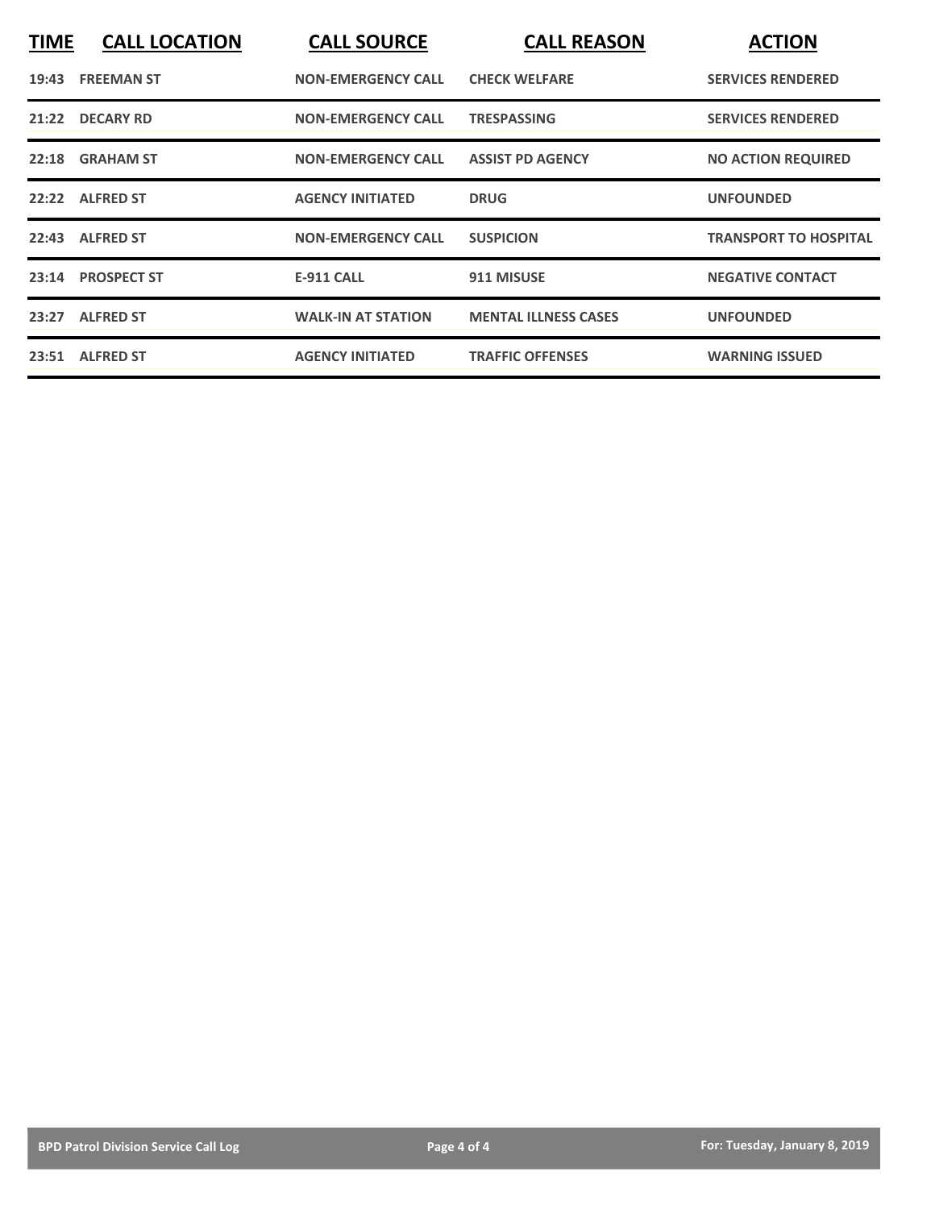| TIME | CALL LOCATION | CALL SOURCE | CALL REASON | ACTION |
|---|---|---|---|---|
| 19:43 | FREEMAN ST | NON-EMERGENCY CALL | CHECK WELFARE | SERVICES RENDERED |
| 21:22 | DECARY RD | NON-EMERGENCY CALL | TRESPASSING | SERVICES RENDERED |
| 22:18 | GRAHAM ST | NON-EMERGENCY CALL | ASSIST PD AGENCY | NO ACTION REQUIRED |
| 22:22 | ALFRED ST | AGENCY INITIATED | DRUG | UNFOUNDED |
| 22:43 | ALFRED ST | NON-EMERGENCY CALL | SUSPICION | TRANSPORT TO HOSPITAL |
| 23:14 | PROSPECT ST | E-911 CALL | 911 MISUSE | NEGATIVE CONTACT |
| 23:27 | ALFRED ST | WALK-IN AT STATION | MENTAL ILLNESS CASES | UNFOUNDED |
| 23:51 | ALFRED ST | AGENCY INITIATED | TRAFFIC OFFENSES | WARNING ISSUED |